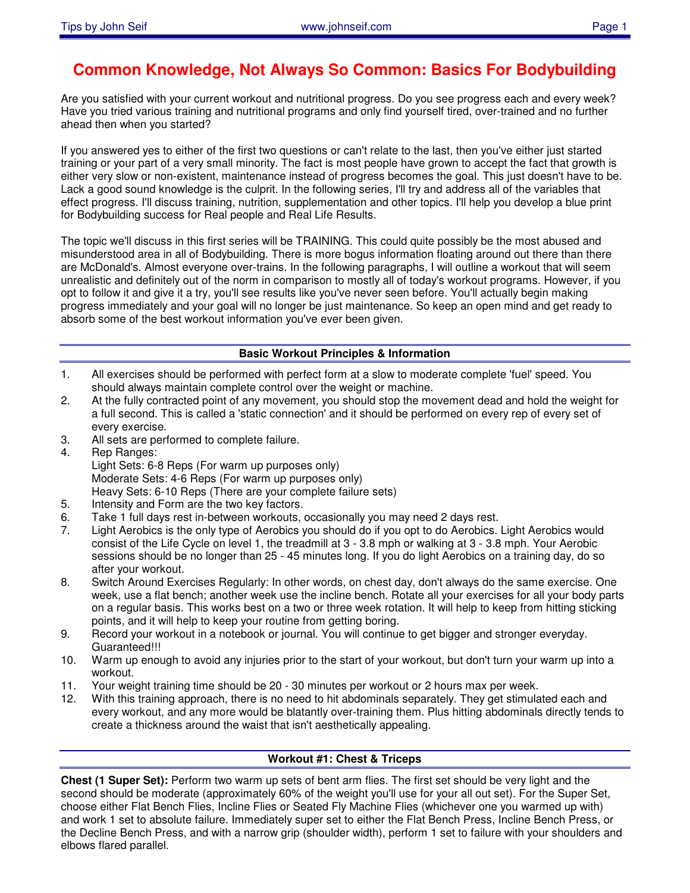# Common Knowledge, Not Always So Common: Basics For Bodybuilding

Are you satisfied with your current workout and nutritional progress. Do you see progress each and every week? Have you tried various training and nutritional programs and only find yourself tired, over-trained and no further ahead then when you started?

If you answered yes to either of the first two questions or can't relate to the last, then you've either just started training or your part of a very small minority. The fact is most people have grown to accept the fact that growth is either very slow or non-existent, maintenance instead of progress becomes the goal. This just doesn't have to be. Lack a good sound knowledge is the culprit. In the following series, I'll try and address all of the variables that effect progress. I'll discuss training, nutrition, supplementation and other topics. I'll help you develop a blue print for Bodybuilding success for Real people and Real Life Results.

The topic we'll discuss in this first series will be TRAINING. This could quite possibly be the most abused and misunderstood area in all of Bodybuilding. There is more bogus information floating around out there than there are McDonald's. Almost everyone over-trains. In the following paragraphs, I will outline a workout that will seem unrealistic and definitely out of the norm in comparison to mostly all of today's workout programs. However, if you opt to follow it and give it a try, you'll see results like you've never seen before. You'll actually begin making progress immediately and your goal will no longer be just maintenance. So keep an open mind and get ready to absorb some of the best workout information you've ever been given.

## Basic Workout Principles & Information

1. All exercises should be performed with perfect form at a slow to moderate complete 'fuel' speed. You should always maintain complete control over the weight or machine.
2. At the fully contracted point of any movement, you should stop the movement dead and hold the weight for a full second. This is called a 'static connection' and it should be performed on every rep of every set of every exercise.
3. All sets are performed to complete failure.
4. Rep Ranges:
   Light Sets: 6-8 Reps (For warm up purposes only)
   Moderate Sets: 4-6 Reps (For warm up purposes only)
   Heavy Sets: 6-10 Reps (There are your complete failure sets)
5. Intensity and Form are the two key factors.
6. Take 1 full days rest in-between workouts, occasionally you may need 2 days rest.
7. Light Aerobics is the only type of Aerobics you should do if you opt to do Aerobics. Light Aerobics would consist of the Life Cycle on level 1, the treadmill at 3 - 3.8 mph or walking at 3 - 3.8 mph. Your Aerobic sessions should be no longer than 25 - 45 minutes long. If you do light Aerobics on a training day, do so after your workout.
8. Switch Around Exercises Regularly: In other words, on chest day, don't always do the same exercise. One week, use a flat bench; another week use the incline bench. Rotate all your exercises for all your body parts on a regular basis. This works best on a two or three week rotation. It will help to keep from hitting sticking points, and it will help to keep your routine from getting boring.
9. Record your workout in a notebook or journal. You will continue to get bigger and stronger everyday. Guaranteed!!!
10. Warm up enough to avoid any injuries prior to the start of your workout, but don't turn your warm up into a workout.
11. Your weight training time should be 20 - 30 minutes per workout or 2 hours max per week.
12. With this training approach, there is no need to hit abdominals separately. They get stimulated each and every workout, and any more would be blatantly over-training them. Plus hitting abdominals directly tends to create a thickness around the waist that isn't aesthetically appealing.

## Workout #1: Chest & Triceps

**Chest (1 Super Set):** Perform two warm up sets of bent arm flies. The first set should be very light and the second should be moderate (approximately 60% of the weight you'll use for your all out set). For the Super Set, choose either Flat Bench Flies, Incline Flies or Seated Fly Machine Flies (whichever one you warmed up with) and work 1 set to absolute failure. Immediately super set to either the Flat Bench Press, Incline Bench Press, or the Decline Bench Press, and with a narrow grip (shoulder width), perform 1 set to failure with your shoulders and elbows flared parallel.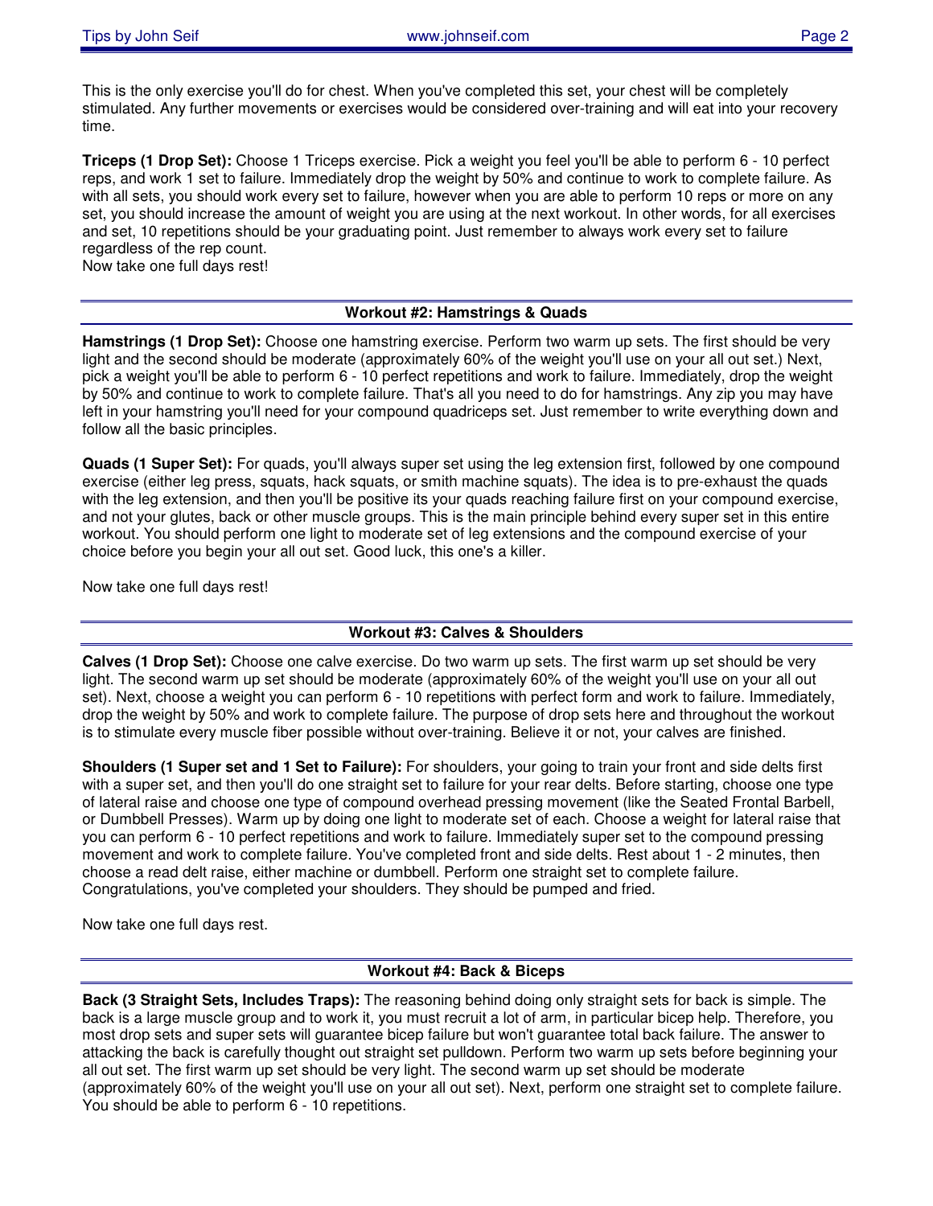This is the only exercise you'll do for chest. When you've completed this set, your chest will be completely stimulated. Any further movements or exercises would be considered over-training and will eat into your recovery time.

**Triceps (1 Drop Set):** Choose 1 Triceps exercise. Pick a weight you feel you'll be able to perform 6 - 10 perfect reps, and work 1 set to failure. Immediately drop the weight by 50% and continue to work to complete failure. As with all sets, you should work every set to failure, however when you are able to perform 10 reps or more on any set, you should increase the amount of weight you are using at the next workout. In other words, for all exercises and set, 10 repetitions should be your graduating point. Just remember to always work every set to failure regardless of the rep count.
Now take one full days rest!

## Workout #2: Hamstrings & Quads

**Hamstrings (1 Drop Set):** Choose one hamstring exercise. Perform two warm up sets. The first should be very light and the second should be moderate (approximately 60% of the weight you'll use on your all out set.) Next, pick a weight you'll be able to perform 6 - 10 perfect repetitions and work to failure. Immediately, drop the weight by 50% and continue to work to complete failure. That's all you need to do for hamstrings. Any zip you may have left in your hamstring you'll need for your compound quadriceps set. Just remember to write everything down and follow all the basic principles.

**Quads (1 Super Set):** For quads, you'll always super set using the leg extension first, followed by one compound exercise (either leg press, squats, hack squats, or smith machine squats). The idea is to pre-exhaust the quads with the leg extension, and then you'll be positive its your quads reaching failure first on your compound exercise, and not your glutes, back or other muscle groups. This is the main principle behind every super set in this entire workout. You should perform one light to moderate set of leg extensions and the compound exercise of your choice before you begin your all out set. Good luck, this one's a killer.

Now take one full days rest!

## Workout #3: Calves & Shoulders

**Calves (1 Drop Set):** Choose one calve exercise. Do two warm up sets. The first warm up set should be very light. The second warm up set should be moderate (approximately 60% of the weight you'll use on your all out set). Next, choose a weight you can perform 6 - 10 repetitions with perfect form and work to failure. Immediately, drop the weight by 50% and work to complete failure. The purpose of drop sets here and throughout the workout is to stimulate every muscle fiber possible without over-training. Believe it or not, your calves are finished.

**Shoulders (1 Super set and 1 Set to Failure):** For shoulders, your going to train your front and side delts first with a super set, and then you'll do one straight set to failure for your rear delts. Before starting, choose one type of lateral raise and choose one type of compound overhead pressing movement (like the Seated Frontal Barbell, or Dumbbell Presses). Warm up by doing one light to moderate set of each. Choose a weight for lateral raise that you can perform 6 - 10 perfect repetitions and work to failure. Immediately super set to the compound pressing movement and work to complete failure. You've completed front and side delts. Rest about 1 - 2 minutes, then choose a read delt raise, either machine or dumbbell. Perform one straight set to complete failure. Congratulations, you've completed your shoulders. They should be pumped and fried.

Now take one full days rest.

## Workout #4: Back & Biceps

**Back (3 Straight Sets, Includes Traps):** The reasoning behind doing only straight sets for back is simple. The back is a large muscle group and to work it, you must recruit a lot of arm, in particular bicep help. Therefore, you most drop sets and super sets will guarantee bicep failure but won't guarantee total back failure. The answer to attacking the back is carefully thought out straight set pulldown. Perform two warm up sets before beginning your all out set. The first warm up set should be very light. The second warm up set should be moderate (approximately 60% of the weight you'll use on your all out set). Next, perform one straight set to complete failure. You should be able to perform 6 - 10 repetitions.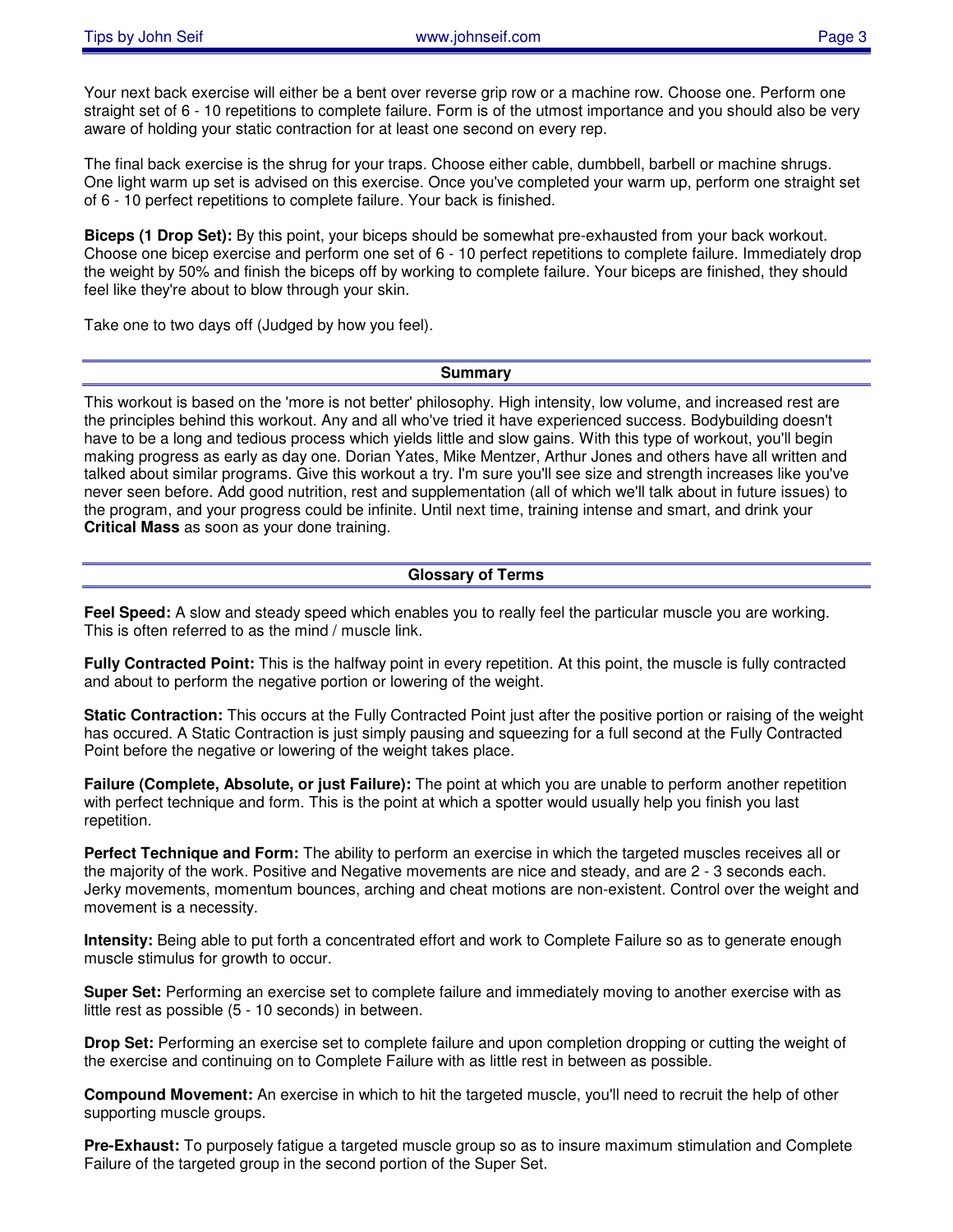Your next back exercise will either be a bent over reverse grip row or a machine row. Choose one. Perform one straight set of 6 - 10 repetitions to complete failure. Form is of the utmost importance and you should also be very aware of holding your static contraction for at least one second on every rep.

The final back exercise is the shrug for your traps. Choose either cable, dumbbell, barbell or machine shrugs. One light warm up set is advised on this exercise. Once you've completed your warm up, perform one straight set of 6 - 10 perfect repetitions to complete failure. Your back is finished.

**Biceps (1 Drop Set):** By this point, your biceps should be somewhat pre-exhausted from your back workout. Choose one bicep exercise and perform one set of 6 - 10 perfect repetitions to complete failure. Immediately drop the weight by 50% and finish the biceps off by working to complete failure. Your biceps are finished, they should feel like they're about to blow through your skin.

Take one to two days off (Judged by how you feel).

## Summary

This workout is based on the 'more is not better' philosophy. High intensity, low volume, and increased rest are the principles behind this workout. Any and all who've tried it have experienced success. Bodybuilding doesn't have to be a long and tedious process which yields little and slow gains. With this type of workout, you'll begin making progress as early as day one. Dorian Yates, Mike Mentzer, Arthur Jones and others have all written and talked about similar programs. Give this workout a try. I'm sure you'll see size and strength increases like you've never seen before. Add good nutrition, rest and supplementation (all of which we'll talk about in future issues) to the program, and your progress could be infinite. Until next time, training intense and smart, and drink your **Critical Mass** as soon as your done training.

## Glossary of Terms

**Feel Speed:** A slow and steady speed which enables you to really feel the particular muscle you are working. This is often referred to as the mind / muscle link.

**Fully Contracted Point:** This is the halfway point in every repetition. At this point, the muscle is fully contracted and about to perform the negative portion or lowering of the weight.

**Static Contraction:** This occurs at the Fully Contracted Point just after the positive portion or raising of the weight has occured. A Static Contraction is just simply pausing and squeezing for a full second at the Fully Contracted Point before the negative or lowering of the weight takes place.

**Failure (Complete, Absolute, or just Failure):** The point at which you are unable to perform another repetition with perfect technique and form. This is the point at which a spotter would usually help you finish you last repetition.

**Perfect Technique and Form:** The ability to perform an exercise in which the targeted muscles receives all or the majority of the work. Positive and Negative movements are nice and steady, and are 2 - 3 seconds each. Jerky movements, momentum bounces, arching and cheat motions are non-existent. Control over the weight and movement is a necessity.

**Intensity:** Being able to put forth a concentrated effort and work to Complete Failure so as to generate enough muscle stimulus for growth to occur.

**Super Set:** Performing an exercise set to complete failure and immediately moving to another exercise with as little rest as possible (5 - 10 seconds) in between.

**Drop Set:** Performing an exercise set to complete failure and upon completion dropping or cutting the weight of the exercise and continuing on to Complete Failure with as little rest in between as possible.

**Compound Movement:** An exercise in which to hit the targeted muscle, you'll need to recruit the help of other supporting muscle groups.

**Pre-Exhaust:** To purposely fatigue a targeted muscle group so as to insure maximum stimulation and Complete Failure of the targeted group in the second portion of the Super Set.